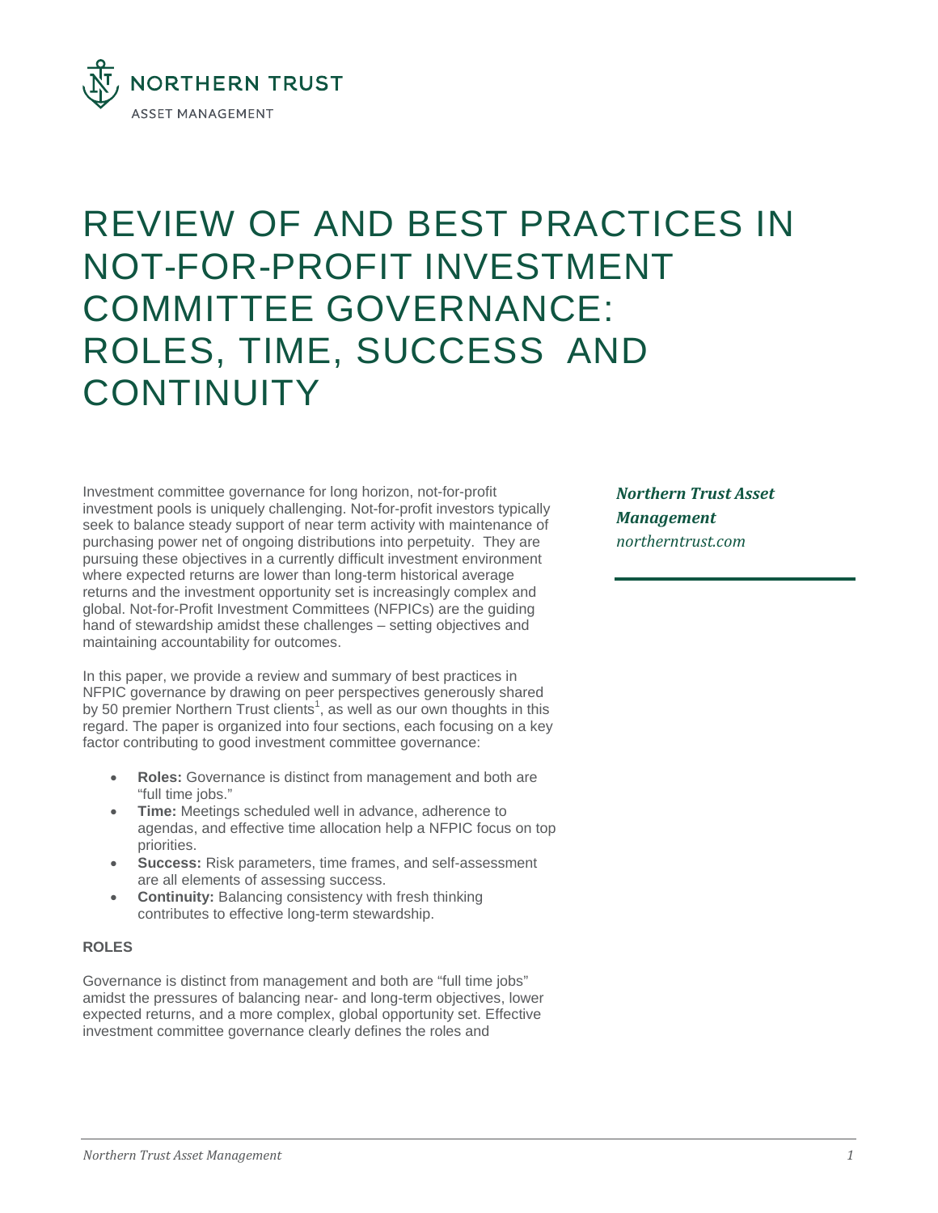NORTHERN TRUST
ASSET MANAGEMENT

# REVIEW OF AND BEST PRACTICES IN NOT-FOR-PROFIT INVESTMENT COMMITTEE GOVERNANCE: ROLES, TIME, SUCCESS AND CONTINUITY

***Northern Trust Asset Management***
*northerntrust.com*

Investment committee governance for long horizon, not-for-profit investment pools is uniquely challenging. Not-for-profit investors typically seek to balance steady support of near term activity with maintenance of purchasing power net of ongoing distributions into perpetuity. They are pursuing these objectives in a currently difficult investment environment where expected returns are lower than long-term historical average returns and the investment opportunity set is increasingly complex and global. Not-for-Profit Investment Committees (NFPICs) are the guiding hand of stewardship amidst these challenges – setting objectives and maintaining accountability for outcomes.

In this paper, we provide a review and summary of best practices in NFPIC governance by drawing on peer perspectives generously shared by 50 premier Northern Trust clients[1], as well as our own thoughts in this regard. The paper is organized into four sections, each focusing on a key factor contributing to good investment committee governance:

- **Roles:** Governance is distinct from management and both are "full time jobs."
- **Time:** Meetings scheduled well in advance, adherence to agendas, and effective time allocation help a NFPIC focus on top priorities.
- **Success:** Risk parameters, time frames, and self-assessment are all elements of assessing success.
- **Continuity:** Balancing consistency with fresh thinking contributes to effective long-term stewardship.

## ROLES

Governance is distinct from management and both are "full time jobs" amidst the pressures of balancing near- and long-term objectives, lower expected returns, and a more complex, global opportunity set. Effective investment committee governance clearly defines the roles and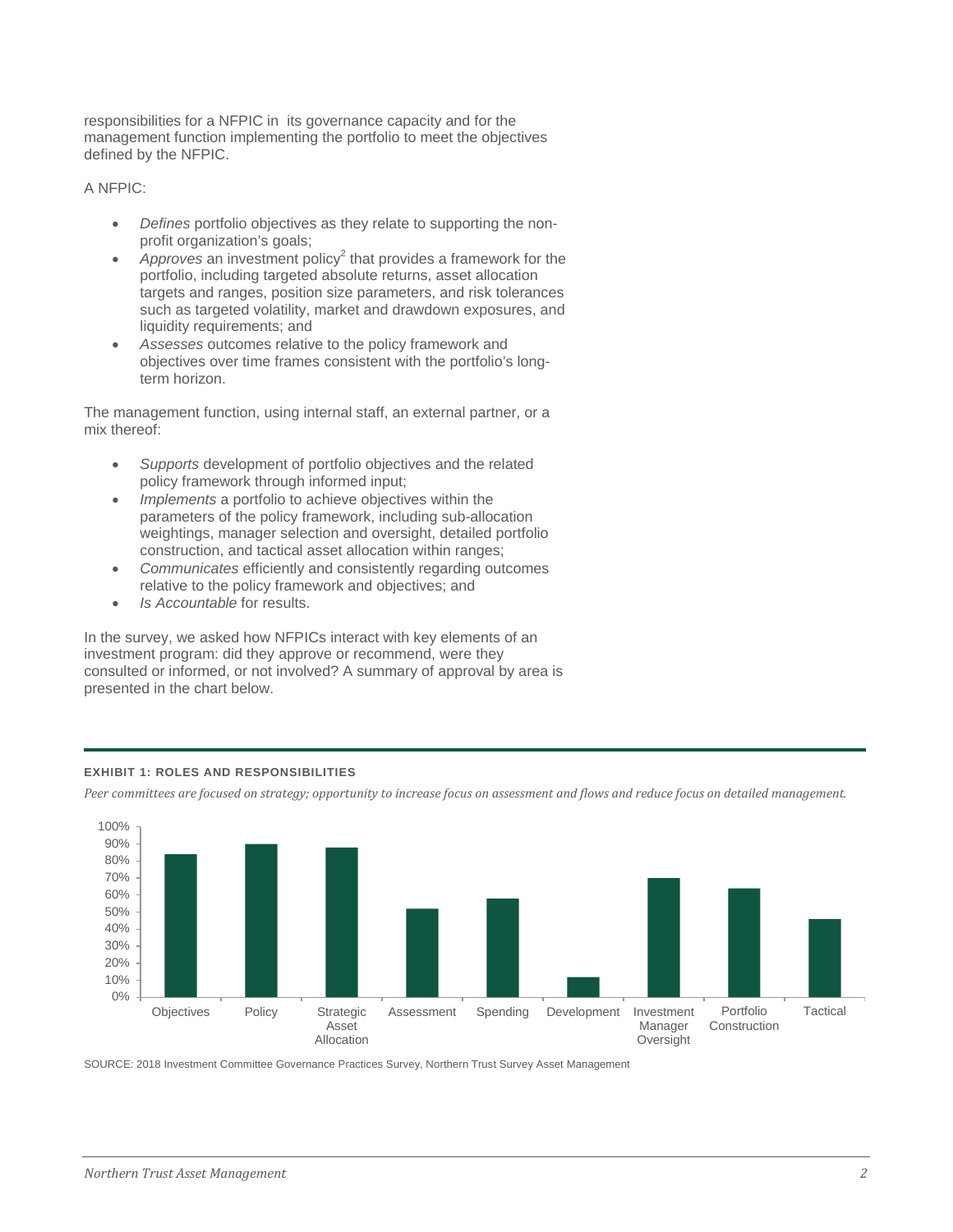responsibilities for a NFPIC in its governance capacity and for the management function implementing the portfolio to meet the objectives defined by the NFPIC.

A NFPIC:

- *Defines* portfolio objectives as they relate to supporting the non-profit organization's goals;
- *Approves* an investment policy[2] that provides a framework for the portfolio, including targeted absolute returns, asset allocation targets and ranges, position size parameters, and risk tolerances such as targeted volatility, market and drawdown exposures, and liquidity requirements; and
- *Assesses* outcomes relative to the policy framework and objectives over time frames consistent with the portfolio's long-term horizon.

The management function, using internal staff, an external partner, or a mix thereof:

- *Supports* development of portfolio objectives and the related policy framework through informed input;
- *Implements* a portfolio to achieve objectives within the parameters of the policy framework, including sub-allocation weightings, manager selection and oversight, detailed portfolio construction, and tactical asset allocation within ranges;
- *Communicates* efficiently and consistently regarding outcomes relative to the policy framework and objectives; and
- *Is Accountable* for results.

In the survey, we asked how NFPICs interact with key elements of an investment program: did they approve or recommend, were they consulted or informed, or not involved? A summary of approval by area is presented in the chart below.

**EXHIBIT 1: ROLES AND RESPONSIBILITIES**

*Peer committees are focused on strategy; opportunity to increase focus on assessment and flows and reduce focus on detailed management.*

| Area | Approval (approx.) |
|---|---|
| Objectives | 84% |
| Policy | 90% |
| Strategic Asset Allocation | 88% |
| Assessment | 52% |
| Spending | 58% |
| Development | 12% |
| Investment Manager Oversight | 70% |
| Portfolio Construction | 64% |
| Tactical | 46% |

SOURCE: 2018 Investment Committee Governance Practices Survey, Northern Trust Survey Asset Management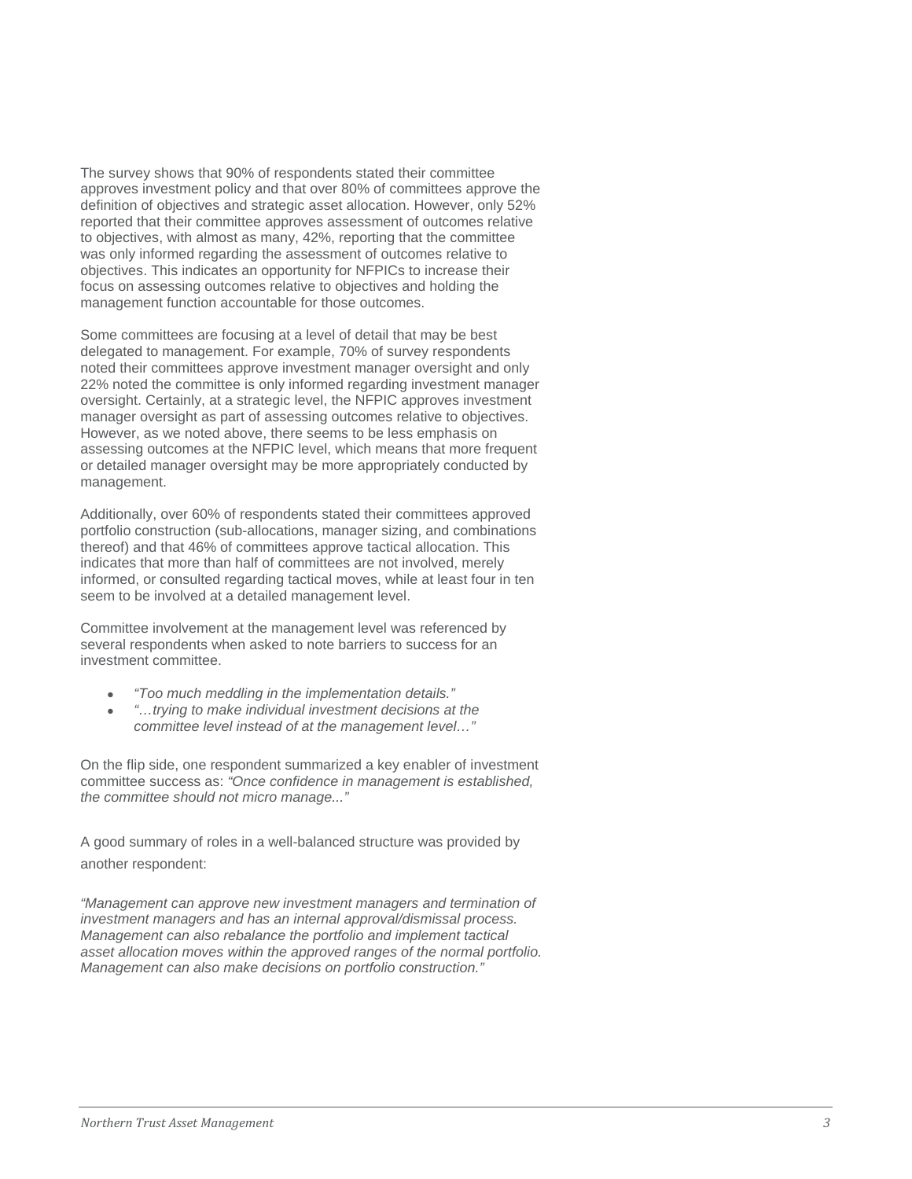The survey shows that 90% of respondents stated their committee approves investment policy and that over 80% of committees approve the definition of objectives and strategic asset allocation. However, only 52% reported that their committee approves assessment of outcomes relative to objectives, with almost as many, 42%, reporting that the committee was only informed regarding the assessment of outcomes relative to objectives. This indicates an opportunity for NFPICs to increase their focus on assessing outcomes relative to objectives and holding the management function accountable for those outcomes.

Some committees are focusing at a level of detail that may be best delegated to management. For example, 70% of survey respondents noted their committees approve investment manager oversight and only 22% noted the committee is only informed regarding investment manager oversight. Certainly, at a strategic level, the NFPIC approves investment manager oversight as part of assessing outcomes relative to objectives. However, as we noted above, there seems to be less emphasis on assessing outcomes at the NFPIC level, which means that more frequent or detailed manager oversight may be more appropriately conducted by management.

Additionally, over 60% of respondents stated their committees approved portfolio construction (sub-allocations, manager sizing, and combinations thereof) and that 46% of committees approve tactical allocation. This indicates that more than half of committees are not involved, merely informed, or consulted regarding tactical moves, while at least four in ten seem to be involved at a detailed management level.

Committee involvement at the management level was referenced by several respondents when asked to note barriers to success for an investment committee.

- *"Too much meddling in the implementation details."*
- *"…trying to make individual investment decisions at the committee level instead of at the management level…"*

On the flip side, one respondent summarized a key enabler of investment committee success as: *"Once confidence in management is established, the committee should not micro manage..."*

A good summary of roles in a well-balanced structure was provided by another respondent:

*"Management can approve new investment managers and termination of investment managers and has an internal approval/dismissal process. Management can also rebalance the portfolio and implement tactical asset allocation moves within the approved ranges of the normal portfolio. Management can also make decisions on portfolio construction."*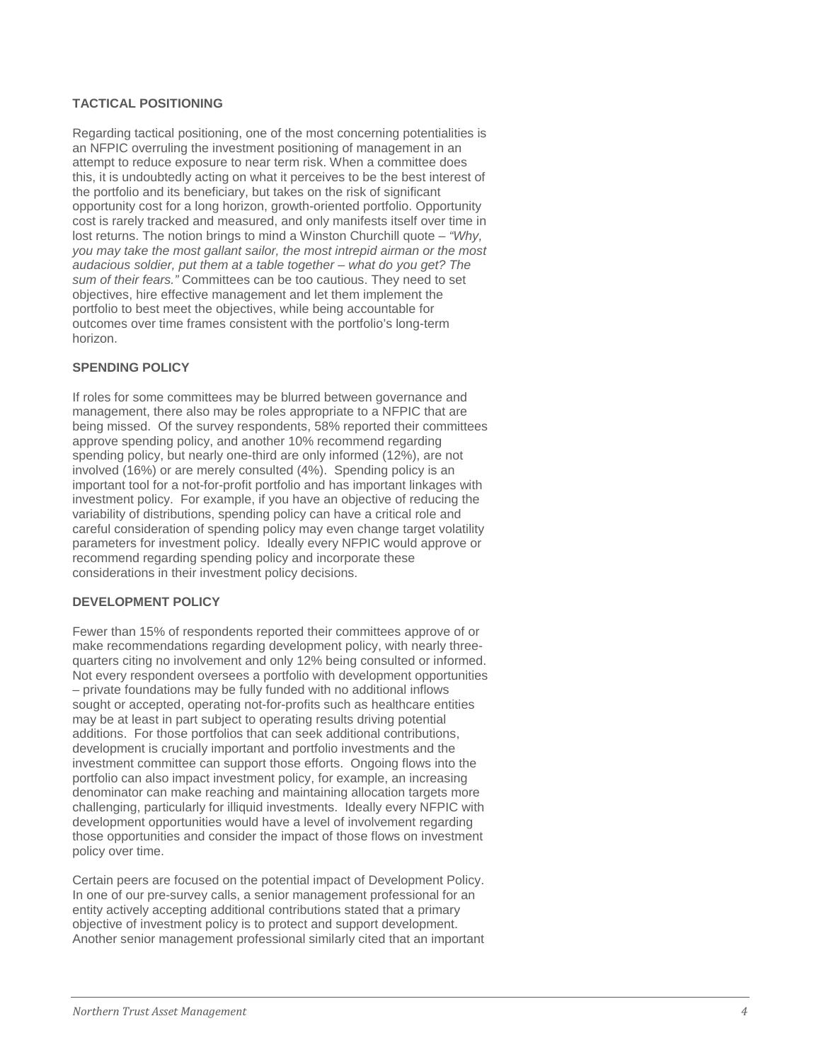### TACTICAL POSITIONING

Regarding tactical positioning, one of the most concerning potentialities is an NFPIC overruling the investment positioning of management in an attempt to reduce exposure to near term risk. When a committee does this, it is undoubtedly acting on what it perceives to be the best interest of the portfolio and its beneficiary, but takes on the risk of significant opportunity cost for a long horizon, growth-oriented portfolio. Opportunity cost is rarely tracked and measured, and only manifests itself over time in lost returns. The notion brings to mind a Winston Churchill quote – *"Why, you may take the most gallant sailor, the most intrepid airman or the most audacious soldier, put them at a table together – what do you get? The sum of their fears."* Committees can be too cautious. They need to set objectives, hire effective management and let them implement the portfolio to best meet the objectives, while being accountable for outcomes over time frames consistent with the portfolio's long-term horizon.

### SPENDING POLICY

If roles for some committees may be blurred between governance and management, there also may be roles appropriate to a NFPIC that are being missed. Of the survey respondents, 58% reported their committees approve spending policy, and another 10% recommend regarding spending policy, but nearly one-third are only informed (12%), are not involved (16%) or are merely consulted (4%). Spending policy is an important tool for a not-for-profit portfolio and has important linkages with investment policy. For example, if you have an objective of reducing the variability of distributions, spending policy can have a critical role and careful consideration of spending policy may even change target volatility parameters for investment policy. Ideally every NFPIC would approve or recommend regarding spending policy and incorporate these considerations in their investment policy decisions.

### DEVELOPMENT POLICY

Fewer than 15% of respondents reported their committees approve of or make recommendations regarding development policy, with nearly three-quarters citing no involvement and only 12% being consulted or informed. Not every respondent oversees a portfolio with development opportunities – private foundations may be fully funded with no additional inflows sought or accepted, operating not-for-profits such as healthcare entities may be at least in part subject to operating results driving potential additions. For those portfolios that can seek additional contributions, development is crucially important and portfolio investments and the investment committee can support those efforts. Ongoing flows into the portfolio can also impact investment policy, for example, an increasing denominator can make reaching and maintaining allocation targets more challenging, particularly for illiquid investments. Ideally every NFPIC with development opportunities would have a level of involvement regarding those opportunities and consider the impact of those flows on investment policy over time.

Certain peers are focused on the potential impact of Development Policy. In one of our pre-survey calls, a senior management professional for an entity actively accepting additional contributions stated that a primary objective of investment policy is to protect and support development. Another senior management professional similarly cited that an important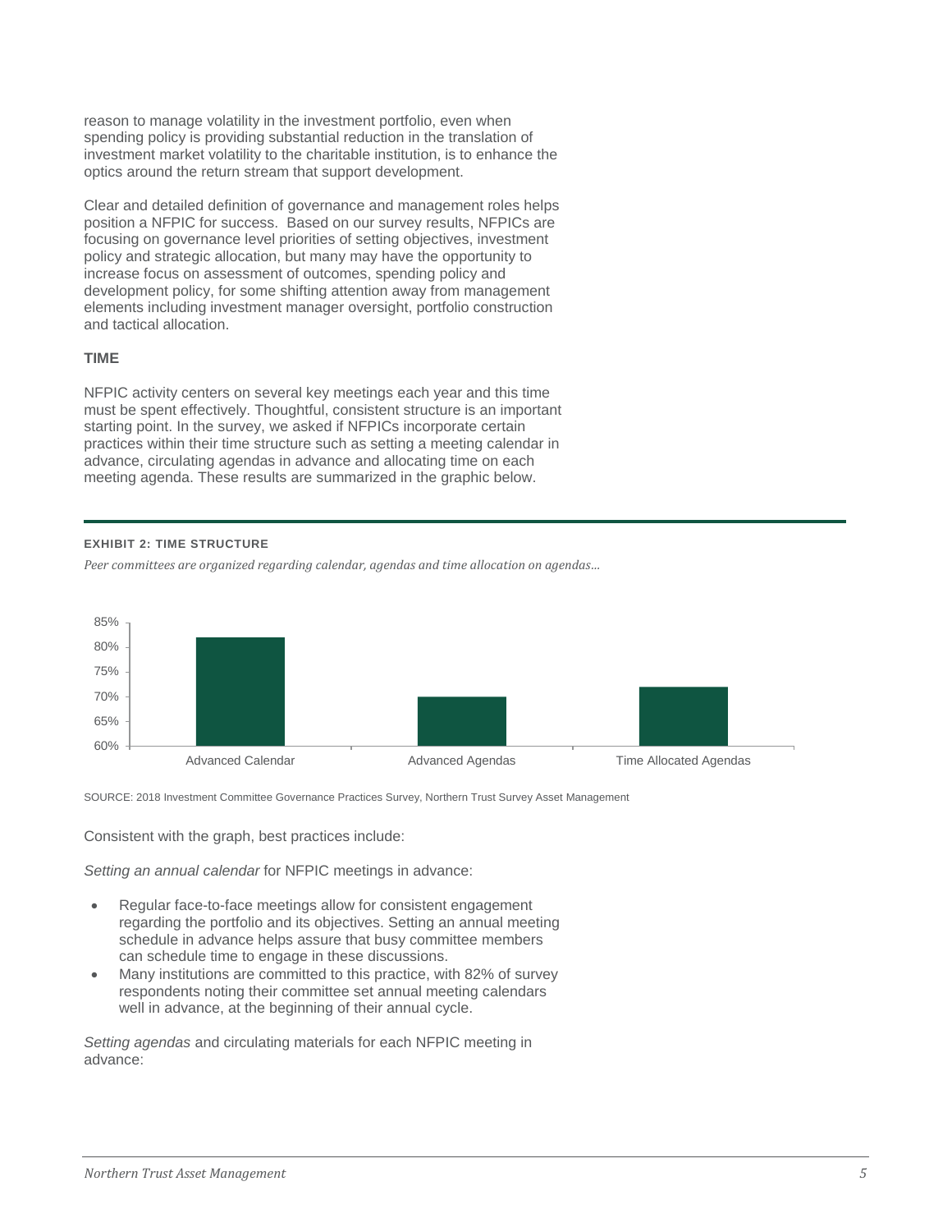reason to manage volatility in the investment portfolio, even when spending policy is providing substantial reduction in the translation of investment market volatility to the charitable institution, is to enhance the optics around the return stream that support development.

Clear and detailed definition of governance and management roles helps position a NFPIC for success. Based on our survey results, NFPICs are focusing on governance level priorities of setting objectives, investment policy and strategic allocation, but many may have the opportunity to increase focus on assessment of outcomes, spending policy and development policy, for some shifting attention away from management elements including investment manager oversight, portfolio construction and tactical allocation.

### TIME

NFPIC activity centers on several key meetings each year and this time must be spent effectively. Thoughtful, consistent structure is an important starting point. In the survey, we asked if NFPICs incorporate certain practices within their time structure such as setting a meeting calendar in advance, circulating agendas in advance and allocating time on each meeting agenda. These results are summarized in the graphic below.

**EXHIBIT 2: TIME STRUCTURE**

*Peer committees are organized regarding calendar, agendas and time allocation on agendas…*

| Practice | Share of respondents |
|---|---|
| Advanced Calendar | ~82% |
| Advanced Agendas | ~70% |
| Time Allocated Agendas | ~72% |

SOURCE: 2018 Investment Committee Governance Practices Survey, Northern Trust Survey Asset Management

Consistent with the graph, best practices include:

*Setting an annual calendar* for NFPIC meetings in advance:

- Regular face-to-face meetings allow for consistent engagement regarding the portfolio and its objectives. Setting an annual meeting schedule in advance helps assure that busy committee members can schedule time to engage in these discussions.
- Many institutions are committed to this practice, with 82% of survey respondents noting their committee set annual meeting calendars well in advance, at the beginning of their annual cycle.

*Setting agendas* and circulating materials for each NFPIC meeting in advance: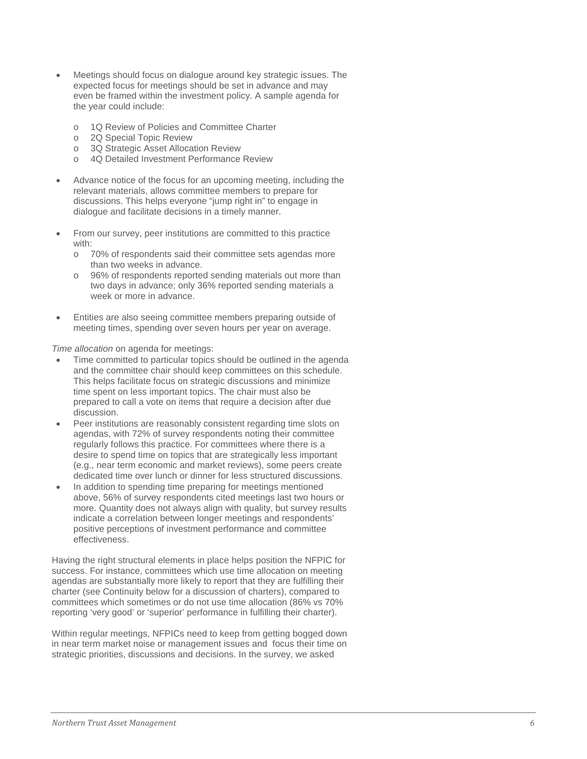- Meetings should focus on dialogue around key strategic issues. The expected focus for meetings should be set in advance and may even be framed within the investment policy. A sample agenda for the year could include:
    - 1Q Review of Policies and Committee Charter
    - 2Q Special Topic Review
    - 3Q Strategic Asset Allocation Review
    - 4Q Detailed Investment Performance Review
- Advance notice of the focus for an upcoming meeting, including the relevant materials, allows committee members to prepare for discussions. This helps everyone "jump right in" to engage in dialogue and facilitate decisions in a timely manner.
- From our survey, peer institutions are committed to this practice with:
    - 70% of respondents said their committee sets agendas more than two weeks in advance.
    - 96% of respondents reported sending materials out more than two days in advance; only 36% reported sending materials a week or more in advance.
- Entities are also seeing committee members preparing outside of meeting times, spending over seven hours per year on average.

*Time allocation* on agenda for meetings:

- Time committed to particular topics should be outlined in the agenda and the committee chair should keep committees on this schedule. This helps facilitate focus on strategic discussions and minimize time spent on less important topics. The chair must also be prepared to call a vote on items that require a decision after due discussion.
- Peer institutions are reasonably consistent regarding time slots on agendas, with 72% of survey respondents noting their committee regularly follows this practice. For committees where there is a desire to spend time on topics that are strategically less important (e.g., near term economic and market reviews), some peers create dedicated time over lunch or dinner for less structured discussions.
- In addition to spending time preparing for meetings mentioned above, 56% of survey respondents cited meetings last two hours or more. Quantity does not always align with quality, but survey results indicate a correlation between longer meetings and respondents' positive perceptions of investment performance and committee effectiveness.

Having the right structural elements in place helps position the NFPIC for success. For instance, committees which use time allocation on meeting agendas are substantially more likely to report that they are fulfilling their charter (see Continuity below for a discussion of charters), compared to committees which sometimes or do not use time allocation (86% vs 70% reporting 'very good' or 'superior' performance in fulfilling their charter).

Within regular meetings, NFPICs need to keep from getting bogged down in near term market noise or management issues and focus their time on strategic priorities, discussions and decisions. In the survey, we asked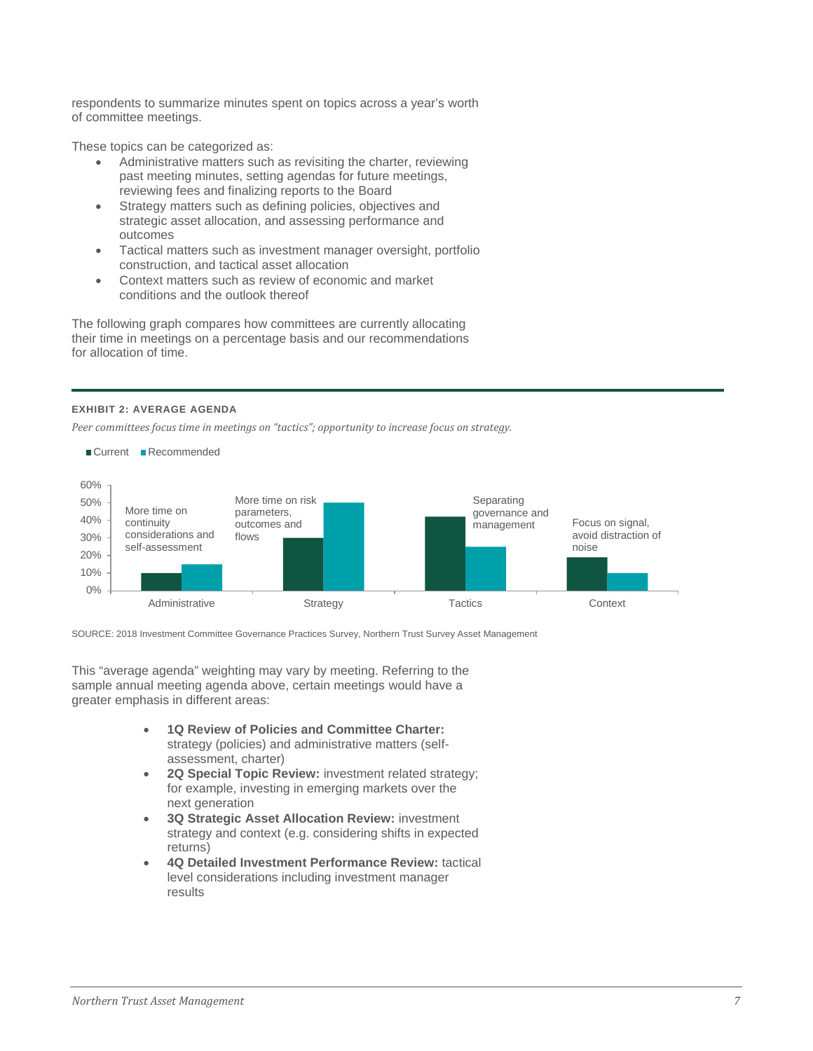respondents to summarize minutes spent on topics across a year's worth of committee meetings.

These topics can be categorized as:

- Administrative matters such as revisiting the charter, reviewing past meeting minutes, setting agendas for future meetings, reviewing fees and finalizing reports to the Board
- Strategy matters such as defining policies, objectives and strategic asset allocation, and assessing performance and outcomes
- Tactical matters such as investment manager oversight, portfolio construction, and tactical asset allocation
- Context matters such as review of economic and market conditions and the outlook thereof

The following graph compares how committees are currently allocating their time in meetings on a percentage basis and our recommendations for allocation of time.

**EXHIBIT 2: AVERAGE AGENDA**

*Peer committees focus time in meetings on "tactics"; opportunity to increase focus on strategy.*

| Category | Current | Recommended | Note |
|---|---|---|---|
| Administrative | 10% | 15% | More time on continuity considerations and self-assessment |
| Strategy | 30% | 50% | More time on risk parameters, outcomes and flows |
| Tactics | 42% | 25% | Separating governance and management |
| Context | 19% | 10% | Focus on signal, avoid distraction of noise |

SOURCE: 2018 Investment Committee Governance Practices Survey, Northern Trust Survey Asset Management

This "average agenda" weighting may vary by meeting. Referring to the sample annual meeting agenda above, certain meetings would have a greater emphasis in different areas:

- **1Q Review of Policies and Committee Charter:** strategy (policies) and administrative matters (self-assessment, charter)
- **2Q Special Topic Review:** investment related strategy; for example, investing in emerging markets over the next generation
- **3Q Strategic Asset Allocation Review:** investment strategy and context (e.g. considering shifts in expected returns)
- **4Q Detailed Investment Performance Review:** tactical level considerations including investment manager results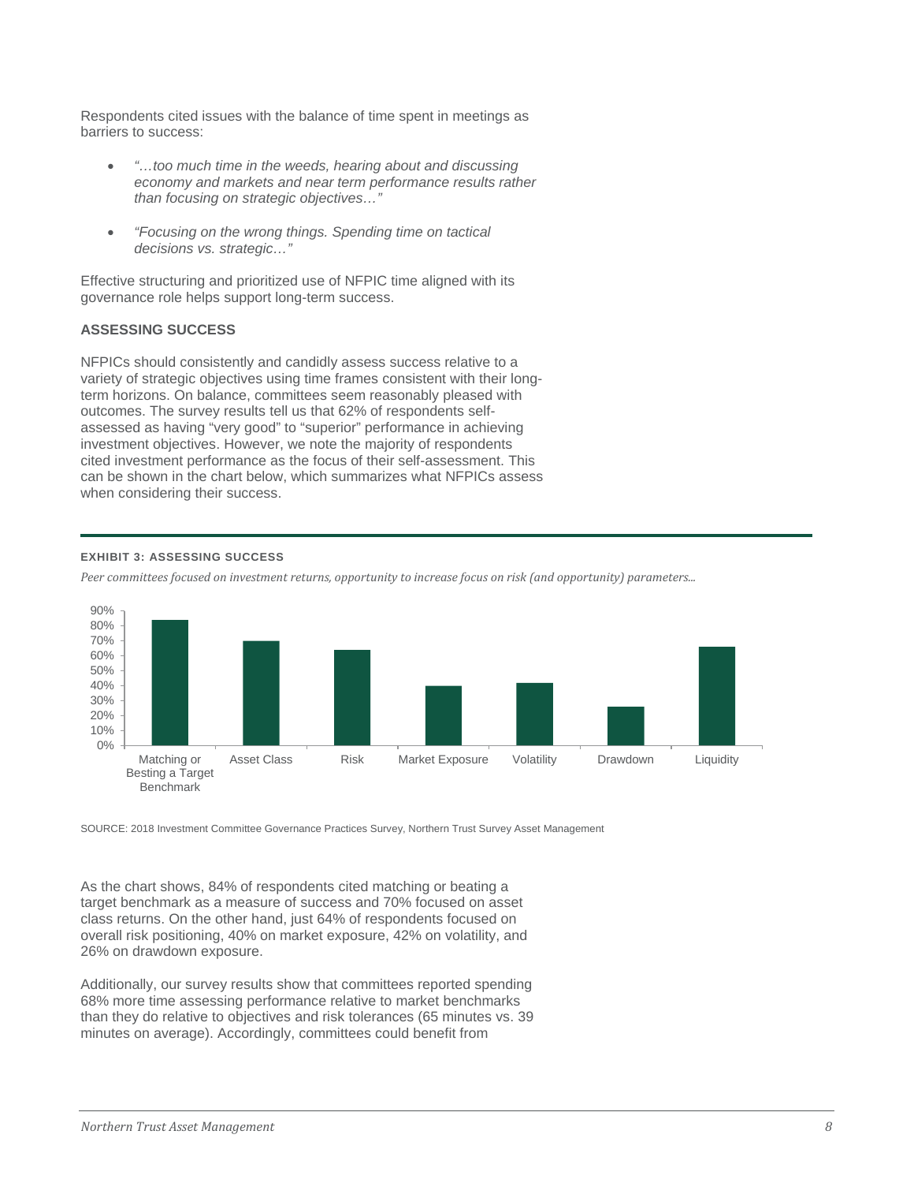Respondents cited issues with the balance of time spent in meetings as barriers to success:

- *"…too much time in the weeds, hearing about and discussing economy and markets and near term performance results rather than focusing on strategic objectives…"*
- *"Focusing on the wrong things. Spending time on tactical decisions vs. strategic…"*

Effective structuring and prioritized use of NFPIC time aligned with its governance role helps support long-term success.

## ASSESSING SUCCESS

NFPICs should consistently and candidly assess success relative to a variety of strategic objectives using time frames consistent with their long-term horizons. On balance, committees seem reasonably pleased with outcomes. The survey results tell us that 62% of respondents self-assessed as having "very good" to "superior" performance in achieving investment objectives. However, we note the majority of respondents cited investment performance as the focus of their self-assessment. This can be shown in the chart below, which summarizes what NFPICs assess when considering their success.

**EXHIBIT 3: ASSESSING SUCCESS**

*Peer committees focused on investment returns, opportunity to increase focus on risk (and opportunity) parameters...*

| Measure | Percentage |
|---|---|
| Matching or Besting a Target Benchmark | 84% |
| Asset Class | 70% |
| Risk | 64% |
| Market Exposure | 40% |
| Volatility | 42% |
| Drawdown | 26% |
| Liquidity | 66% |

SOURCE: 2018 Investment Committee Governance Practices Survey, Northern Trust Survey Asset Management

As the chart shows, 84% of respondents cited matching or beating a target benchmark as a measure of success and 70% focused on asset class returns. On the other hand, just 64% of respondents focused on overall risk positioning, 40% on market exposure, 42% on volatility, and 26% on drawdown exposure.

Additionally, our survey results show that committees reported spending 68% more time assessing performance relative to market benchmarks than they do relative to objectives and risk tolerances (65 minutes vs. 39 minutes on average). Accordingly, committees could benefit from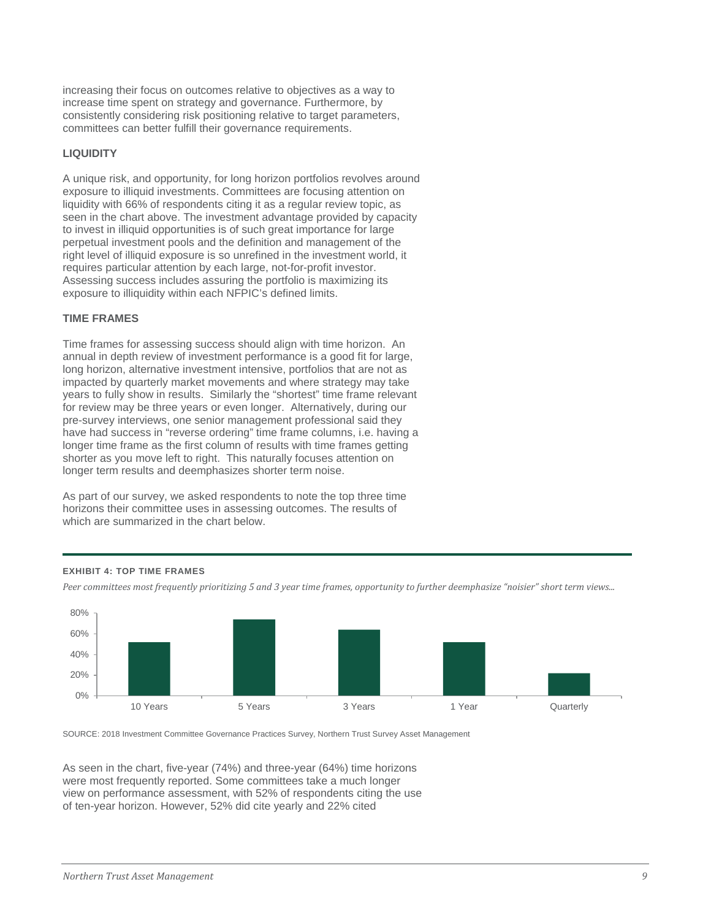increasing their focus on outcomes relative to objectives as a way to increase time spent on strategy and governance. Furthermore, by consistently considering risk positioning relative to target parameters, committees can better fulfill their governance requirements.

### LIQUIDITY

A unique risk, and opportunity, for long horizon portfolios revolves around exposure to illiquid investments. Committees are focusing attention on liquidity with 66% of respondents citing it as a regular review topic, as seen in the chart above. The investment advantage provided by capacity to invest in illiquid opportunities is of such great importance for large perpetual investment pools and the definition and management of the right level of illiquid exposure is so unrefined in the investment world, it requires particular attention by each large, not-for-profit investor. Assessing success includes assuring the portfolio is maximizing its exposure to illiquidity within each NFPIC's defined limits.

### TIME FRAMES

Time frames for assessing success should align with time horizon. An annual in depth review of investment performance is a good fit for large, long horizon, alternative investment intensive, portfolios that are not as impacted by quarterly market movements and where strategy may take years to fully show in results. Similarly the "shortest" time frame relevant for review may be three years or even longer. Alternatively, during our pre-survey interviews, one senior management professional said they have had success in "reverse ordering" time frame columns, i.e. having a longer time frame as the first column of results with time frames getting shorter as you move left to right. This naturally focuses attention on longer term results and deemphasizes shorter term noise.

As part of our survey, we asked respondents to note the top three time horizons their committee uses in assessing outcomes. The results of which are summarized in the chart below.

**EXHIBIT 4: TOP TIME FRAMES**

*Peer committees most frequently prioritizing 5 and 3 year time frames, opportunity to further deemphasize "noisier" short term views...*

| Time Frame | Percent |
|---|---|
| 10 Years | 52% |
| 5 Years | 74% |
| 3 Years | 64% |
| 1 Year | 52% |
| Quarterly | 22% |

SOURCE: 2018 Investment Committee Governance Practices Survey, Northern Trust Survey Asset Management

As seen in the chart, five-year (74%) and three-year (64%) time horizons were most frequently reported. Some committees take a much longer view on performance assessment, with 52% of respondents citing the use of ten-year horizon. However, 52% did cite yearly and 22% cited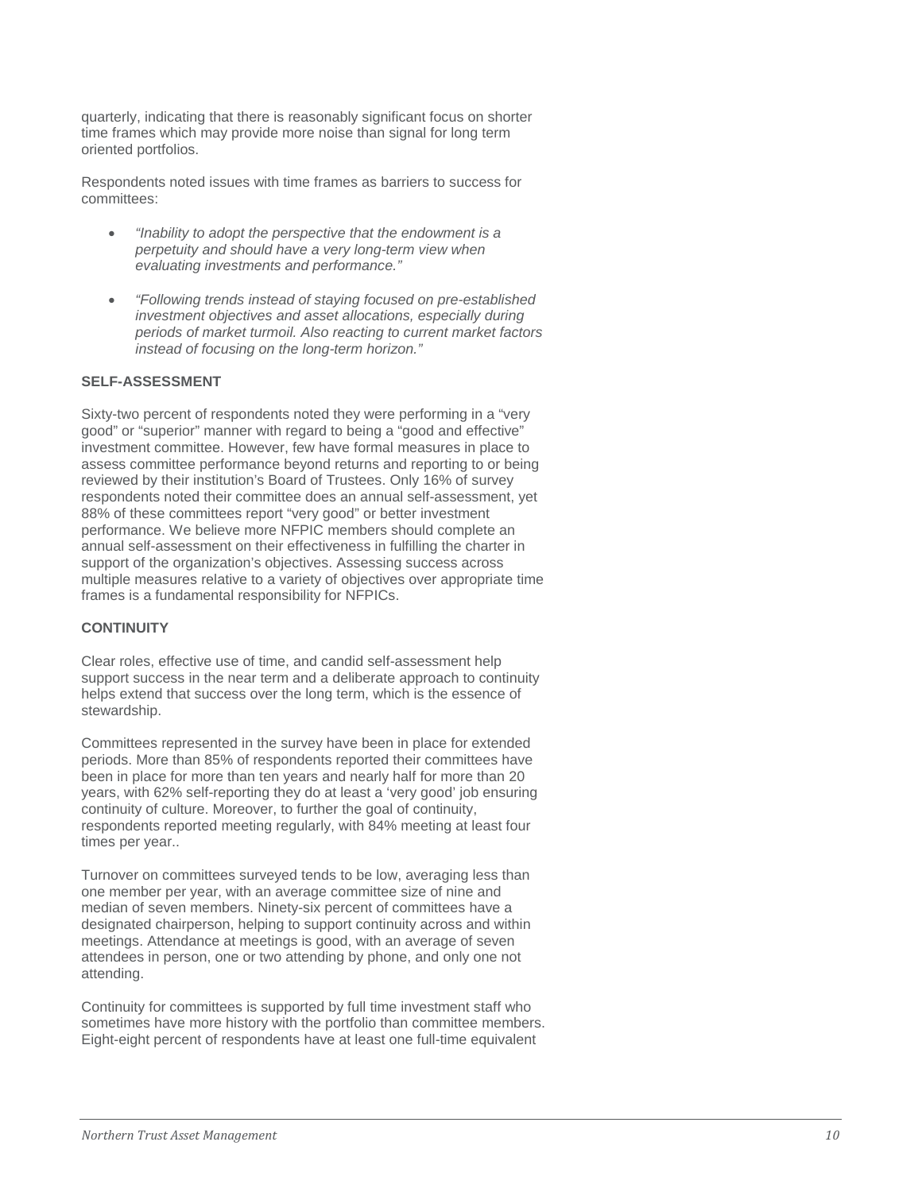quarterly, indicating that there is reasonably significant focus on shorter time frames which may provide more noise than signal for long term oriented portfolios.

Respondents noted issues with time frames as barriers to success for committees:

- *"Inability to adopt the perspective that the endowment is a perpetuity and should have a very long-term view when evaluating investments and performance."*

- *"Following trends instead of staying focused on pre-established investment objectives and asset allocations, especially during periods of market turmoil. Also reacting to current market factors instead of focusing on the long-term horizon."*

### SELF-ASSESSMENT

Sixty-two percent of respondents noted they were performing in a "very good" or "superior" manner with regard to being a "good and effective" investment committee. However, few have formal measures in place to assess committee performance beyond returns and reporting to or being reviewed by their institution's Board of Trustees. Only 16% of survey respondents noted their committee does an annual self-assessment, yet 88% of these committees report "very good" or better investment performance. We believe more NFPIC members should complete an annual self-assessment on their effectiveness in fulfilling the charter in support of the organization's objectives. Assessing success across multiple measures relative to a variety of objectives over appropriate time frames is a fundamental responsibility for NFPICs.

### CONTINUITY

Clear roles, effective use of time, and candid self-assessment help support success in the near term and a deliberate approach to continuity helps extend that success over the long term, which is the essence of stewardship.

Committees represented in the survey have been in place for extended periods. More than 85% of respondents reported their committees have been in place for more than ten years and nearly half for more than 20 years, with 62% self-reporting they do at least a 'very good' job ensuring continuity of culture. Moreover, to further the goal of continuity, respondents reported meeting regularly, with 84% meeting at least four times per year..

Turnover on committees surveyed tends to be low, averaging less than one member per year, with an average committee size of nine and median of seven members. Ninety-six percent of committees have a designated chairperson, helping to support continuity across and within meetings. Attendance at meetings is good, with an average of seven attendees in person, one or two attending by phone, and only one not attending.

Continuity for committees is supported by full time investment staff who sometimes have more history with the portfolio than committee members. Eight-eight percent of respondents have at least one full-time equivalent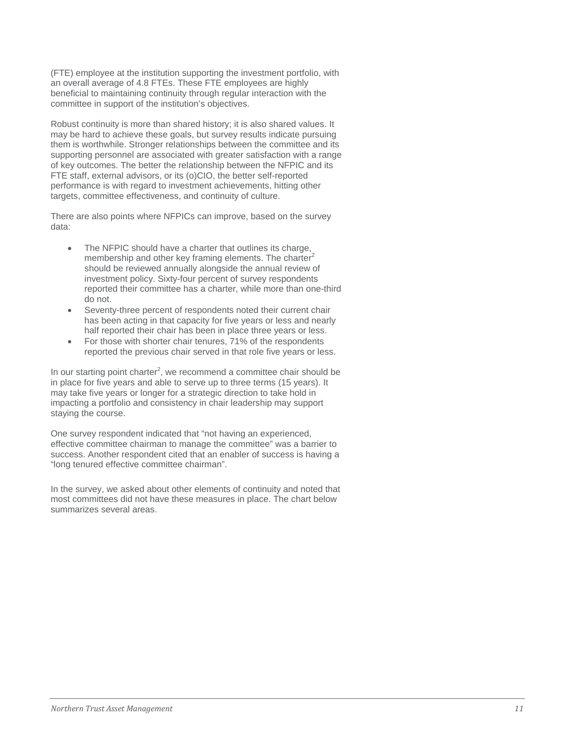(FTE) employee at the institution supporting the investment portfolio, with an overall average of 4.8 FTEs. These FTE employees are highly beneficial to maintaining continuity through regular interaction with the committee in support of the institution's objectives.

Robust continuity is more than shared history; it is also shared values. It may be hard to achieve these goals, but survey results indicate pursuing them is worthwhile. Stronger relationships between the committee and its supporting personnel are associated with greater satisfaction with a range of key outcomes. The better the relationship between the NFPIC and its FTE staff, external advisors, or its (o)CIO, the better self-reported performance is with regard to investment achievements, hitting other targets, committee effectiveness, and continuity of culture.

There are also points where NFPICs can improve, based on the survey data:

- The NFPIC should have a charter that outlines its charge, membership and other key framing elements. The charter[2] should be reviewed annually alongside the annual review of investment policy. Sixty-four percent of survey respondents reported their committee has a charter, while more than one-third do not.
- Seventy-three percent of respondents noted their current chair has been acting in that capacity for five years or less and nearly half reported their chair has been in place three years or less.
- For those with shorter chair tenures, 71% of the respondents reported the previous chair served in that role five years or less.

In our starting point charter[2], we recommend a committee chair should be in place for five years and able to serve up to three terms (15 years). It may take five years or longer for a strategic direction to take hold in impacting a portfolio and consistency in chair leadership may support staying the course.

One survey respondent indicated that "not having an experienced, effective committee chairman to manage the committee" was a barrier to success. Another respondent cited that an enabler of success is having a "long tenured effective committee chairman".

In the survey, we asked about other elements of continuity and noted that most committees did not have these measures in place. The chart below summarizes several areas.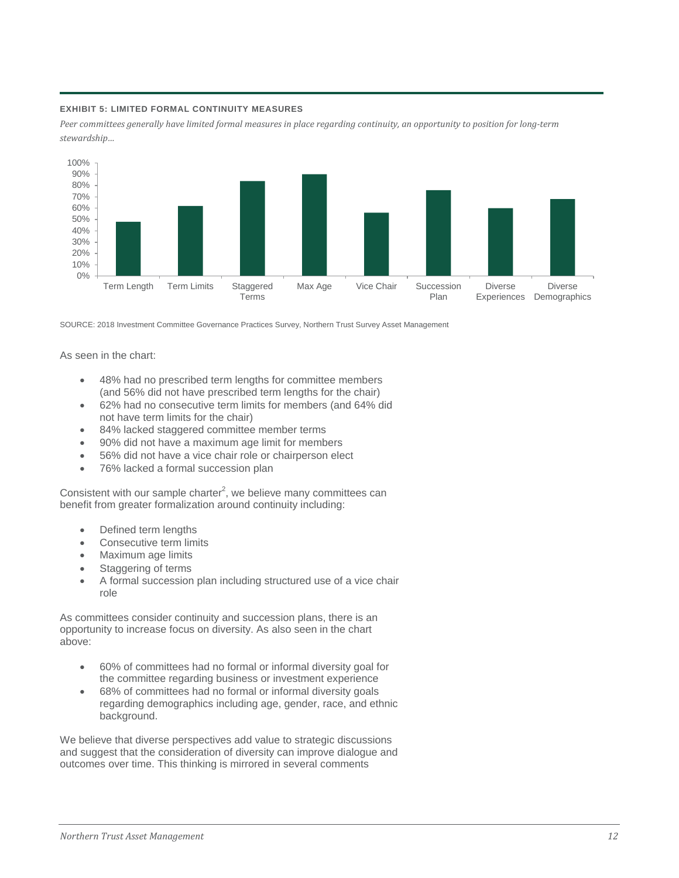**EXHIBIT 5: LIMITED FORMAL CONTINUITY MEASURES**

*Peer committees generally have limited formal measures in place regarding continuity, an opportunity to position for long-term stewardship…*

| Measure | Value |
|---|---|
| Term Length | 48% |
| Term Limits | 62% |
| Staggered Terms | 84% |
| Max Age | 90% |
| Vice Chair | 56% |
| Succession Plan | 76% |
| Diverse Experiences | 60% |
| Diverse Demographics | 68% |

SOURCE: 2018 Investment Committee Governance Practices Survey, Northern Trust Survey Asset Management

As seen in the chart:

- 48% had no prescribed term lengths for committee members (and 56% did not have prescribed term lengths for the chair)
- 62% had no consecutive term limits for members (and 64% did not have term limits for the chair)
- 84% lacked staggered committee member terms
- 90% did not have a maximum age limit for members
- 56% did not have a vice chair role or chairperson elect
- 76% lacked a formal succession plan

Consistent with our sample charter[2], we believe many committees can benefit from greater formalization around continuity including:

- Defined term lengths
- Consecutive term limits
- Maximum age limits
- Staggering of terms
- A formal succession plan including structured use of a vice chair role

As committees consider continuity and succession plans, there is an opportunity to increase focus on diversity. As also seen in the chart above:

- 60% of committees had no formal or informal diversity goal for the committee regarding business or investment experience
- 68% of committees had no formal or informal diversity goals regarding demographics including age, gender, race, and ethnic background.

We believe that diverse perspectives add value to strategic discussions and suggest that the consideration of diversity can improve dialogue and outcomes over time. This thinking is mirrored in several comments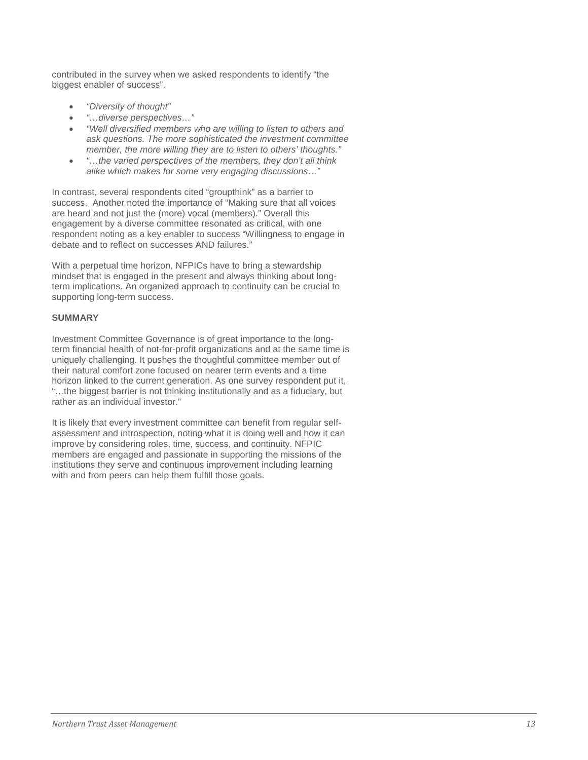contributed in the survey when we asked respondents to identify "the biggest enabler of success".

- *"Diversity of thought"*
- *"…diverse perspectives…"*
- *"Well diversified members who are willing to listen to others and ask questions. The more sophisticated the investment committee member, the more willing they are to listen to others' thoughts."*
- *"…the varied perspectives of the members, they don't all think alike which makes for some very engaging discussions…"*

In contrast, several respondents cited "groupthink" as a barrier to success. Another noted the importance of "Making sure that all voices are heard and not just the (more) vocal (members)." Overall this engagement by a diverse committee resonated as critical, with one respondent noting as a key enabler to success "Willingness to engage in debate and to reflect on successes AND failures."

With a perpetual time horizon, NFPICs have to bring a stewardship mindset that is engaged in the present and always thinking about long-term implications. An organized approach to continuity can be crucial to supporting long-term success.

**SUMMARY**

Investment Committee Governance is of great importance to the long-term financial health of not-for-profit organizations and at the same time is uniquely challenging. It pushes the thoughtful committee member out of their natural comfort zone focused on nearer term events and a time horizon linked to the current generation. As one survey respondent put it, "…the biggest barrier is not thinking institutionally and as a fiduciary, but rather as an individual investor."

It is likely that every investment committee can benefit from regular self-assessment and introspection, noting what it is doing well and how it can improve by considering roles, time, success, and continuity. NFPIC members are engaged and passionate in supporting the missions of the institutions they serve and continuous improvement including learning with and from peers can help them fulfill those goals.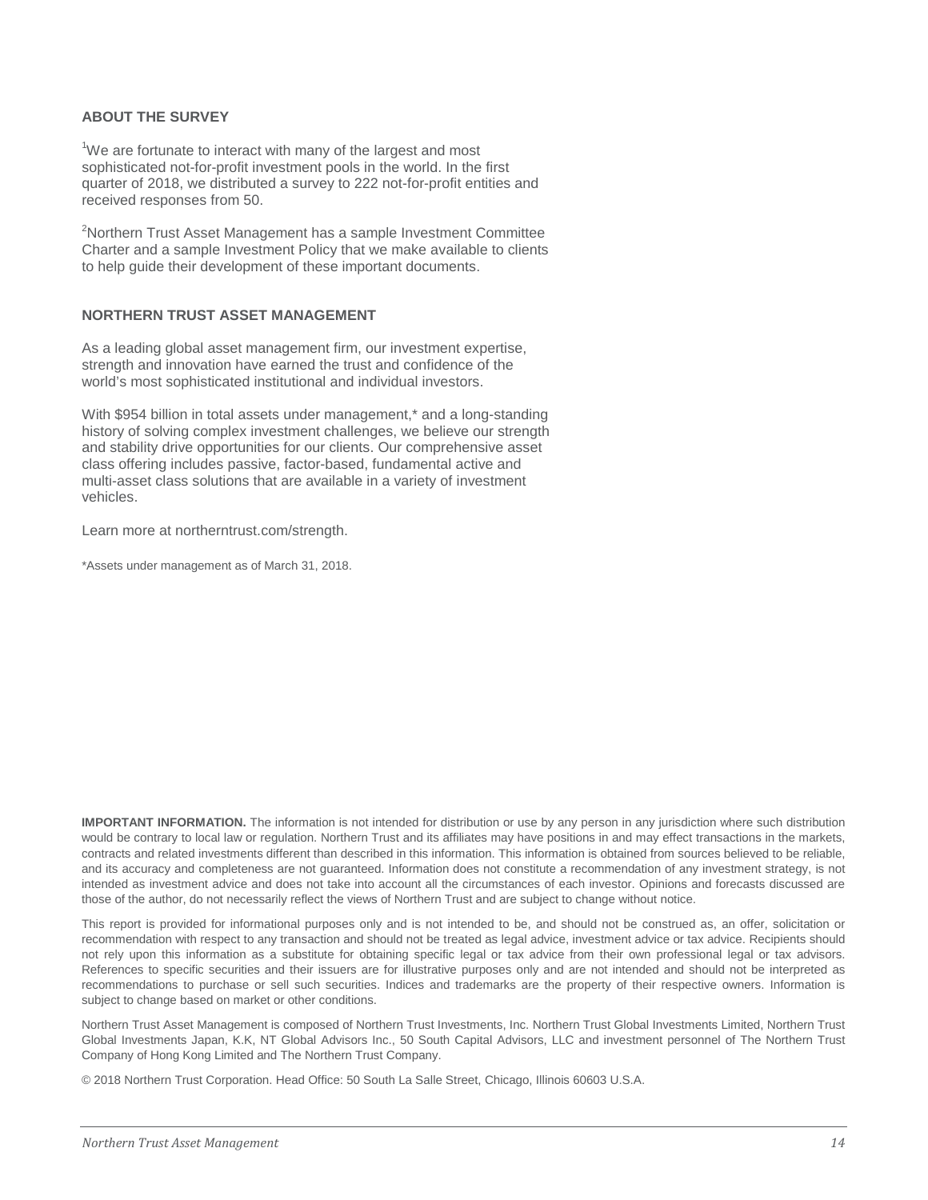## ABOUT THE SURVEY

[1]We are fortunate to interact with many of the largest and most sophisticated not-for-profit investment pools in the world. In the first quarter of 2018, we distributed a survey to 222 not-for-profit entities and received responses from 50.

[2]Northern Trust Asset Management has a sample Investment Committee Charter and a sample Investment Policy that we make available to clients to help guide their development of these important documents.

## NORTHERN TRUST ASSET MANAGEMENT

As a leading global asset management firm, our investment expertise, strength and innovation have earned the trust and confidence of the world's most sophisticated institutional and individual investors.

With $954 billion in total assets under management,* and a long-standing history of solving complex investment challenges, we believe our strength and stability drive opportunities for our clients. Our comprehensive asset class offering includes passive, factor-based, fundamental active and multi-asset class solutions that are available in a variety of investment vehicles.

Learn more at northerntrust.com/strength.

*Assets under management as of March 31, 2018.

**IMPORTANT INFORMATION.** The information is not intended for distribution or use by any person in any jurisdiction where such distribution would be contrary to local law or regulation. Northern Trust and its affiliates may have positions in and may effect transactions in the markets, contracts and related investments different than described in this information. This information is obtained from sources believed to be reliable, and its accuracy and completeness are not guaranteed. Information does not constitute a recommendation of any investment strategy, is not intended as investment advice and does not take into account all the circumstances of each investor. Opinions and forecasts discussed are those of the author, do not necessarily reflect the views of Northern Trust and are subject to change without notice.

This report is provided for informational purposes only and is not intended to be, and should not be construed as, an offer, solicitation or recommendation with respect to any transaction and should not be treated as legal advice, investment advice or tax advice. Recipients should not rely upon this information as a substitute for obtaining specific legal or tax advice from their own professional legal or tax advisors. References to specific securities and their issuers are for illustrative purposes only and are not intended and should not be interpreted as recommendations to purchase or sell such securities. Indices and trademarks are the property of their respective owners. Information is subject to change based on market or other conditions.

Northern Trust Asset Management is composed of Northern Trust Investments, Inc. Northern Trust Global Investments Limited, Northern Trust Global Investments Japan, K.K, NT Global Advisors Inc., 50 South Capital Advisors, LLC and investment personnel of The Northern Trust Company of Hong Kong Limited and The Northern Trust Company.

© 2018 Northern Trust Corporation. Head Office: 50 South La Salle Street, Chicago, Illinois 60603 U.S.A.